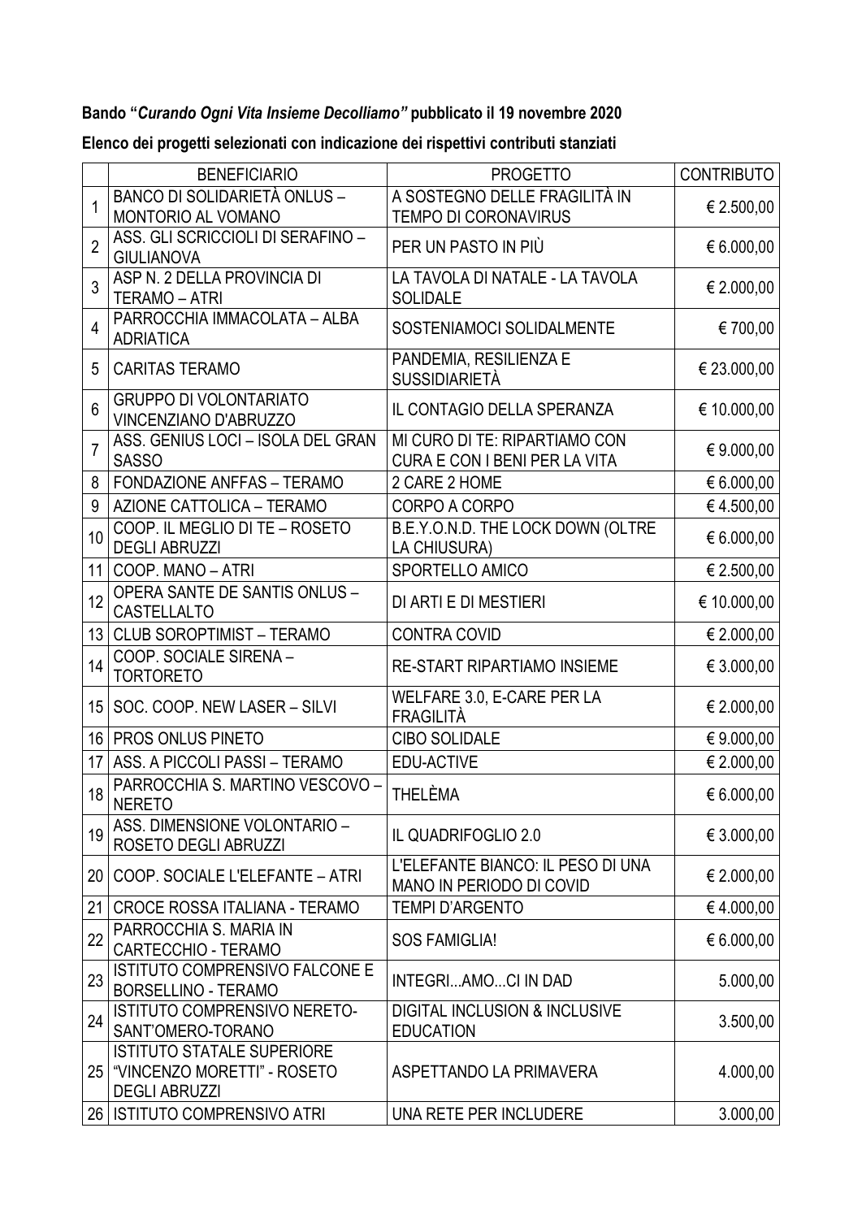**Bando "*Curando Ogni Vita Insieme Decolliamo"* pubblicato il 19 novembre 2020**

**Elenco dei progetti selezionati con indicazione dei rispettivi contributi stanziati**

| | BENEFICIARIO | PROGETTO | CONTRIBUTO |
|---|---|---|---|
| 1 | BANCO DI SOLIDARIETÀ ONLUS – MONTORIO AL VOMANO | A SOSTEGNO DELLE FRAGILITÀ IN TEMPO DI CORONAVIRUS | € 2.500,00 |
| 2 | ASS. GLI SCRICCIOLI DI SERAFINO – GIULIANOVA | PER UN PASTO IN PIÙ | € 6.000,00 |
| 3 | ASP N. 2 DELLA PROVINCIA DI TERAMO – ATRI | LA TAVOLA DI NATALE - LA TAVOLA SOLIDALE | € 2.000,00 |
| 4 | PARROCCHIA IMMACOLATA – ALBA ADRIATICA | SOSTENIAMOCI SOLIDALMENTE | € 700,00 |
| 5 | CARITAS TERAMO | PANDEMIA, RESILIENZA E SUSSIDIARIETÀ | € 23.000,00 |
| 6 | GRUPPO DI VOLONTARIATO VINCENZIANO D'ABRUZZO | IL CONTAGIO DELLA SPERANZA | € 10.000,00 |
| 7 | ASS. GENIUS LOCI – ISOLA DEL GRAN SASSO | MI CURO DI TE: RIPARTIAMO CON CURA E CON I BENI PER LA VITA | € 9.000,00 |
| 8 | FONDAZIONE ANFFAS – TERAMO | 2 CARE 2 HOME | € 6.000,00 |
| 9 | AZIONE CATTOLICA – TERAMO | CORPO A CORPO | € 4.500,00 |
| 10 | COOP. IL MEGLIO DI TE – ROSETO DEGLI ABRUZZI | B.E.Y.O.N.D. THE LOCK DOWN (OLTRE LA CHIUSURA) | € 6.000,00 |
| 11 | COOP. MANO – ATRI | SPORTELLO AMICO | € 2.500,00 |
| 12 | OPERA SANTE DE SANTIS ONLUS – CASTELLALTO | DI ARTI E DI MESTIERI | € 10.000,00 |
| 13 | CLUB SOROPTIMIST – TERAMO | CONTRA COVID | € 2.000,00 |
| 14 | COOP. SOCIALE SIRENA – TORTORETO | RE-START RIPARTIAMO INSIEME | € 3.000,00 |
| 15 | SOC. COOP. NEW LASER – SILVI | WELFARE 3.0, E-CARE PER LA FRAGILITÀ | € 2.000,00 |
| 16 | PROS ONLUS PINETO | CIBO SOLIDALE | € 9.000,00 |
| 17 | ASS. A PICCOLI PASSI – TERAMO | EDU-ACTIVE | € 2.000,00 |
| 18 | PARROCCHIA S. MARTINO VESCOVO – NERETO | THELÈMA | € 6.000,00 |
| 19 | ASS. DIMENSIONE VOLONTARIO – ROSETO DEGLI ABRUZZI | IL QUADRIFOGLIO 2.0 | € 3.000,00 |
| 20 | COOP. SOCIALE L'ELEFANTE – ATRI | L'ELEFANTE BIANCO: IL PESO DI UNA MANO IN PERIODO DI COVID | € 2.000,00 |
| 21 | CROCE ROSSA ITALIANA - TERAMO | TEMPI D'ARGENTO | € 4.000,00 |
| 22 | PARROCCHIA S. MARIA IN CARTECCHIO - TERAMO | SOS FAMIGLIA! | € 6.000,00 |
| 23 | ISTITUTO COMPRENSIVO FALCONE E BORSELLINO - TERAMO | INTEGRI...AMO...CI IN DAD | 5.000,00 |
| 24 | ISTITUTO COMPRENSIVO NERETO-SANT'OMERO-TORANO | DIGITAL INCLUSION & INCLUSIVE EDUCATION | 3.500,00 |
| 25 | ISTITUTO STATALE SUPERIORE "VINCENZO MORETTI" - ROSETO DEGLI ABRUZZI | ASPETTANDO LA PRIMAVERA | 4.000,00 |
| 26 | ISTITUTO COMPRENSIVO ATRI | UNA RETE PER INCLUDERE | 3.000,00 |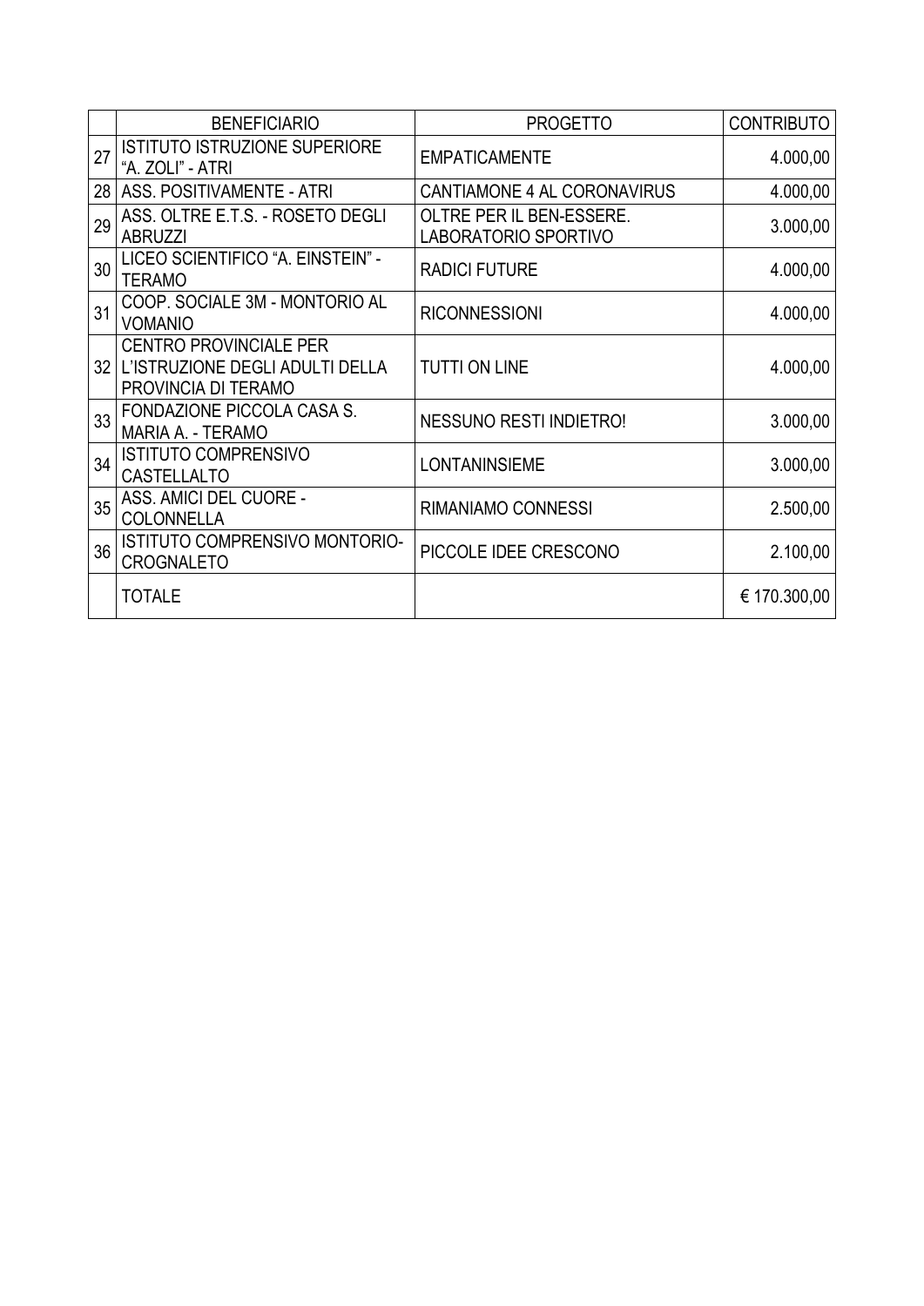| | BENEFICIARIO | PROGETTO | CONTRIBUTO |
|---|---|---|---|
| 27 | ISTITUTO ISTRUZIONE SUPERIORE "A. ZOLI" - ATRI | EMPATICAMENTE | 4.000,00 |
| 28 | ASS. POSITIVAMENTE - ATRI | CANTIAMONE 4 AL CORONAVIRUS | 4.000,00 |
| 29 | ASS. OLTRE E.T.S. - ROSETO DEGLI ABRUZZI | OLTRE PER IL BEN-ESSERE. LABORATORIO SPORTIVO | 3.000,00 |
| 30 | LICEO SCIENTIFICO "A. EINSTEIN" - TERAMO | RADICI FUTURE | 4.000,00 |
| 31 | COOP. SOCIALE 3M - MONTORIO AL VOMANIO | RICONNESSIONI | 4.000,00 |
| 32 | CENTRO PROVINCIALE PER L'ISTRUZIONE DEGLI ADULTI DELLA PROVINCIA DI TERAMO | TUTTI ON LINE | 4.000,00 |
| 33 | FONDAZIONE PICCOLA CASA S. MARIA A. - TERAMO | NESSUNO RESTI INDIETRO! | 3.000,00 |
| 34 | ISTITUTO COMPRENSIVO CASTELLALTO | LONTANINSIEME | 3.000,00 |
| 35 | ASS. AMICI DEL CUORE - COLONNELLA | RIMANIAMO CONNESSI | 2.500,00 |
| 36 | ISTITUTO COMPRENSIVO MONTORIO-CROGNALETO | PICCOLE IDEE CRESCONO | 2.100,00 |
| | TOTALE | | € 170.300,00 |